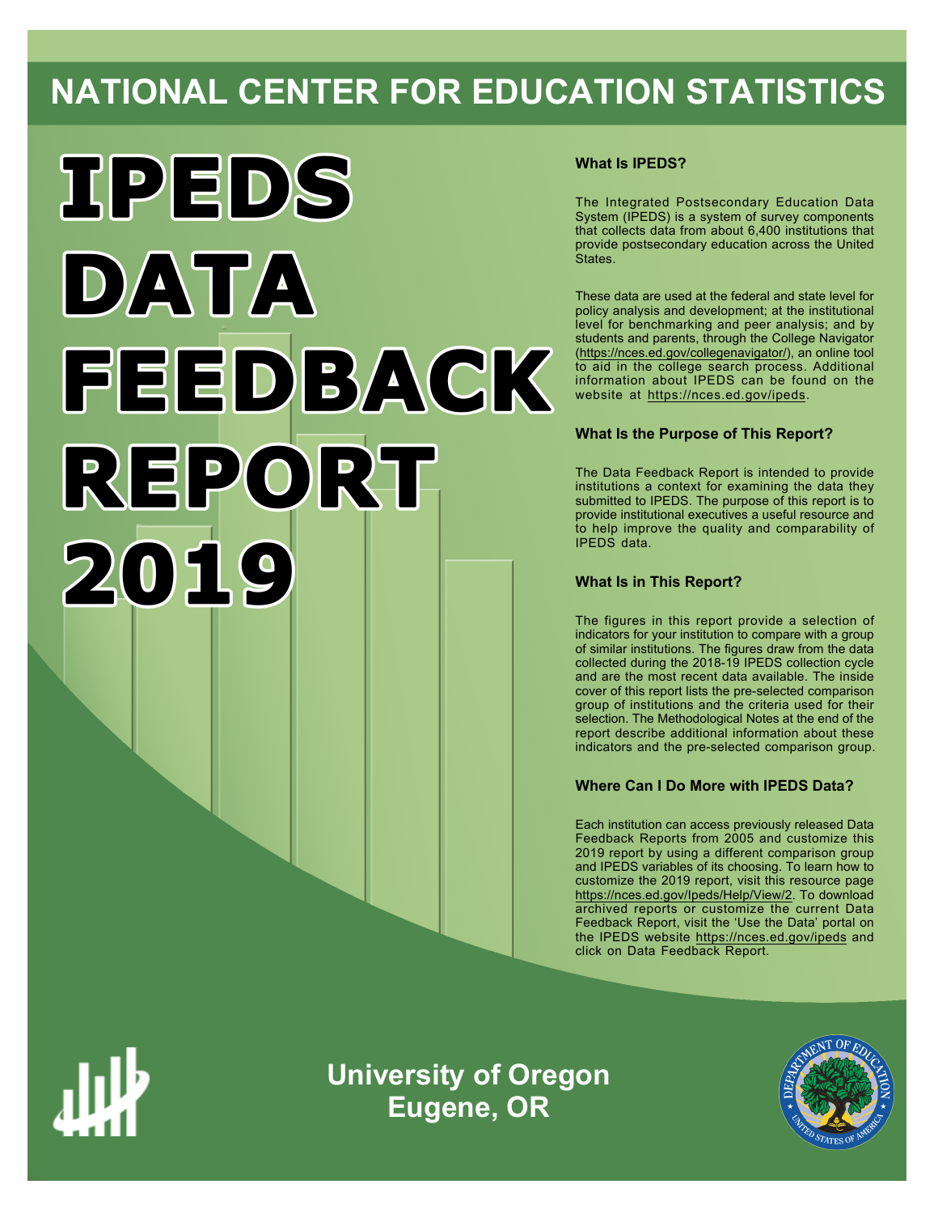# NATIONAL CENTER FOR EDUCATION STATISTICS

# IPEDS DATA FEEDBACK REPORT 2019

### What Is IPEDS?

The Integrated Postsecondary Education Data System (IPEDS) is a system of survey components that collects data from about 6,400 institutions that provide postsecondary education across the United States.

These data are used at the federal and state level for policy analysis and development; at the institutional level for benchmarking and peer analysis; and by students and parents, through the College Navigator (https://nces.ed.gov/collegenavigator/), an online tool to aid in the college search process. Additional information about IPEDS can be found on the website at https://nces.ed.gov/ipeds.

### What Is the Purpose of This Report?

The Data Feedback Report is intended to provide institutions a context for examining the data they submitted to IPEDS. The purpose of this report is to provide institutional executives a useful resource and to help improve the quality and comparability of IPEDS data.

### What Is in This Report?

The figures in this report provide a selection of indicators for your institution to compare with a group of similar institutions. The figures draw from the data collected during the 2018-19 IPEDS collection cycle and are the most recent data available. The inside cover of this report lists the pre-selected comparison group of institutions and the criteria used for their selection. The Methodological Notes at the end of the report describe additional information about these indicators and the pre-selected comparison group.

### Where Can I Do More with IPEDS Data?

Each institution can access previously released Data Feedback Reports from 2005 and customize this 2019 report by using a different comparison group and IPEDS variables of its choosing. To learn how to customize the 2019 report, visit this resource page https://nces.ed.gov/Ipeds/Help/View/2. To download archived reports or customize the current Data Feedback Report, visit the 'Use the Data' portal on the IPEDS website https://nces.ed.gov/ipeds and click on Data Feedback Report.

**University of Oregon**
**Eugene, OR**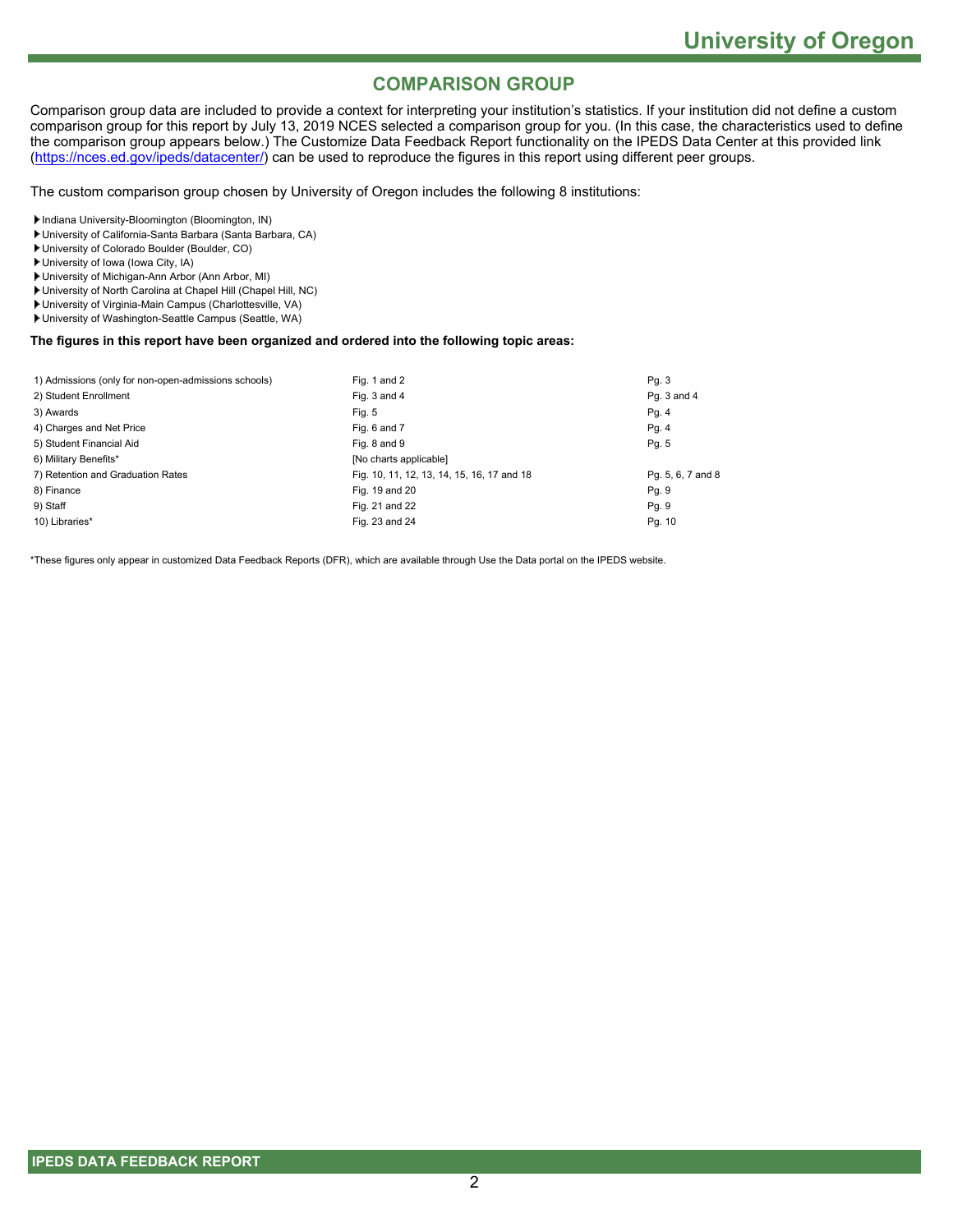## COMPARISON GROUP

Comparison group data are included to provide a context for interpreting your institution's statistics. If your institution did not define a custom comparison group for this report by July 13, 2019 NCES selected a comparison group for you. (In this case, the characteristics used to define the comparison group appears below.) The Customize Data Feedback Report functionality on the IPEDS Data Center at this provided link (https://nces.ed.gov/ipeds/datacenter/) can be used to reproduce the figures in this report using different peer groups.

The custom comparison group chosen by University of Oregon includes the following 8 institutions:

- Indiana University-Bloomington (Bloomington, IN)
- University of California-Santa Barbara (Santa Barbara, CA)
- University of Colorado Boulder (Boulder, CO)
- University of Iowa (Iowa City, IA)
- University of Michigan-Ann Arbor (Ann Arbor, MI)
- University of North Carolina at Chapel Hill (Chapel Hill, NC)
- University of Virginia-Main Campus (Charlottesville, VA)
- University of Washington-Seattle Campus (Seattle, WA)

**The figures in this report have been organized and ordered into the following topic areas:**

| Topic | Figures | Pages |
|---|---|---|
| 1) Admissions (only for non-open-admissions schools) | Fig. 1 and 2 | Pg. 3 |
| 2) Student Enrollment | Fig. 3 and 4 | Pg. 3 and 4 |
| 3) Awards | Fig. 5 | Pg. 4 |
| 4) Charges and Net Price | Fig. 6 and 7 | Pg. 4 |
| 5) Student Financial Aid | Fig. 8 and 9 | Pg. 5 |
| 6) Military Benefits* | [No charts applicable] | |
| 7) Retention and Graduation Rates | Fig. 10, 11, 12, 13, 14, 15, 16, 17 and 18 | Pg. 5, 6, 7 and 8 |
| 8) Finance | Fig. 19 and 20 | Pg. 9 |
| 9) Staff | Fig. 21 and 22 | Pg. 9 |
| 10) Libraries* | Fig. 23 and 24 | Pg. 10 |

*These figures only appear in customized Data Feedback Reports (DFR), which are available through Use the Data portal on the IPEDS website.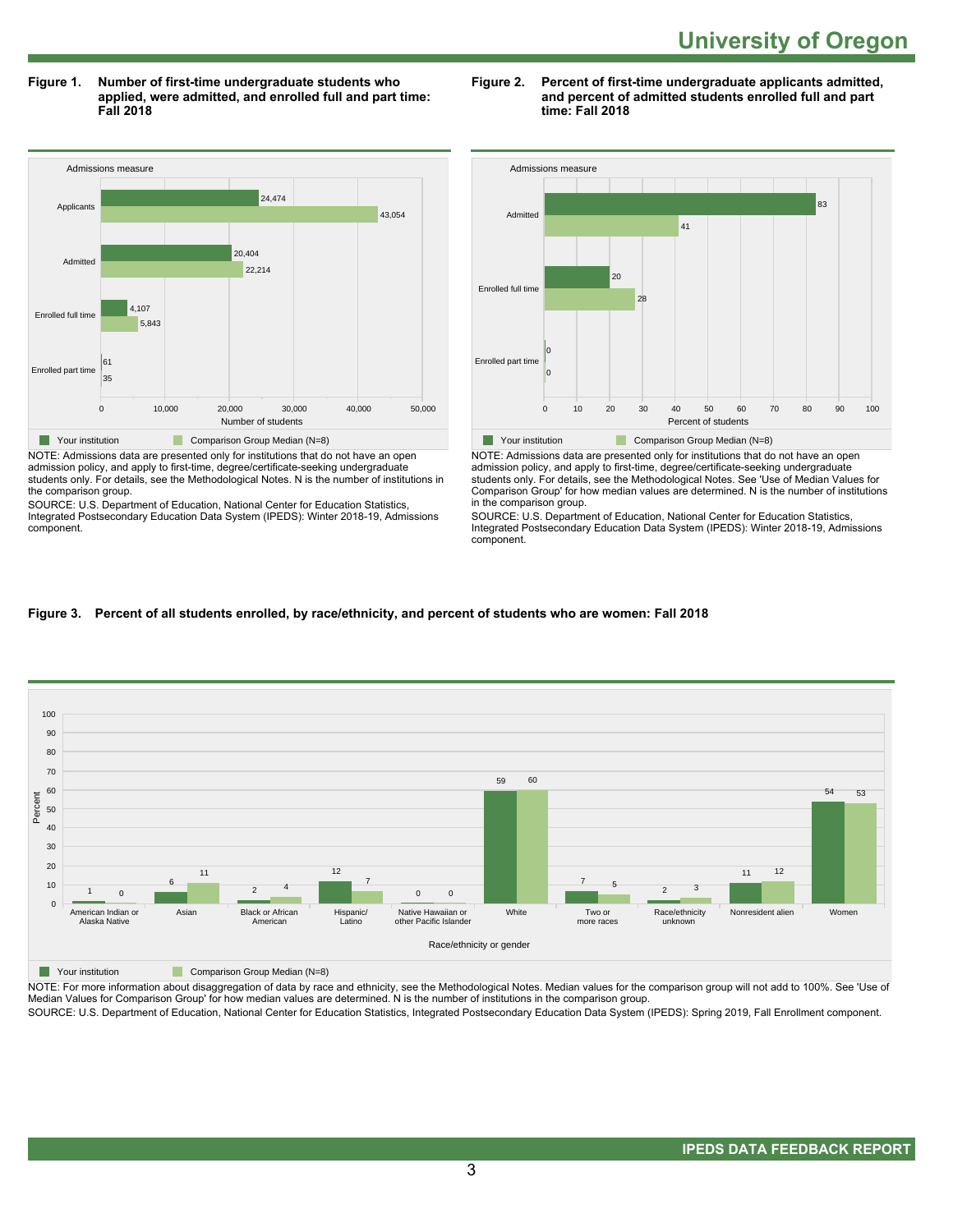# University of Oregon

**Figure 1. Number of first-time undergraduate students who applied, were admitted, and enrolled full and part time: Fall 2018**

| Admissions measure | Your institution | Comparison Group Median (N=8) |
|---|---|---|
| Applicants | 24,474 | 43,054 |
| Admitted | 20,404 | 22,214 |
| Enrolled full time | 4,107 | 5,843 |
| Enrolled part time | 61 | 35 |

NOTE: Admissions data are presented only for institutions that do not have an open admission policy, and apply to first-time, degree/certificate-seeking undergraduate students only. For details, see the Methodological Notes. N is the number of institutions in the comparison group.

SOURCE: U.S. Department of Education, National Center for Education Statistics, Integrated Postsecondary Education Data System (IPEDS): Winter 2018-19, Admissions component.

**Figure 2. Percent of first-time undergraduate applicants admitted, and percent of admitted students enrolled full and part time: Fall 2018**

| Admissions measure | Your institution | Comparison Group Median (N=8) |
|---|---|---|
| Admitted | 83 | 41 |
| Enrolled full time | 20 | 28 |
| Enrolled part time | 0 | 0 |

NOTE: Admissions data are presented only for institutions that do not have an open admission policy, and apply to first-time, degree/certificate-seeking undergraduate students only. For details, see the Methodological Notes. See 'Use of Median Values for Comparison Group' for how median values are determined. N is the number of institutions in the comparison group.

SOURCE: U.S. Department of Education, National Center for Education Statistics, Integrated Postsecondary Education Data System (IPEDS): Winter 2018-19, Admissions component.

**Figure 3. Percent of all students enrolled, by race/ethnicity, and percent of students who are women: Fall 2018**

| Race/ethnicity or gender | Your institution | Comparison Group Median (N=8) |
|---|---|---|
| American Indian or Alaska Native | 1 | 0 |
| Asian | 6 | 11 |
| Black or African American | 2 | 4 |
| Hispanic/Latino | 12 | 7 |
| Native Hawaiian or other Pacific Islander | 0 | 0 |
| White | 59 | 60 |
| Two or more races | 7 | 5 |
| Race/ethnicity unknown | 2 | 3 |
| Nonresident alien | 11 | 12 |
| Women | 54 | 53 |

NOTE: For more information about disaggregation of data by race and ethnicity, see the Methodological Notes. Median values for the comparison group will not add to 100%. See 'Use of Median Values for Comparison Group' for how median values are determined. N is the number of institutions in the comparison group.

SOURCE: U.S. Department of Education, National Center for Education Statistics, Integrated Postsecondary Education Data System (IPEDS): Spring 2019, Fall Enrollment component.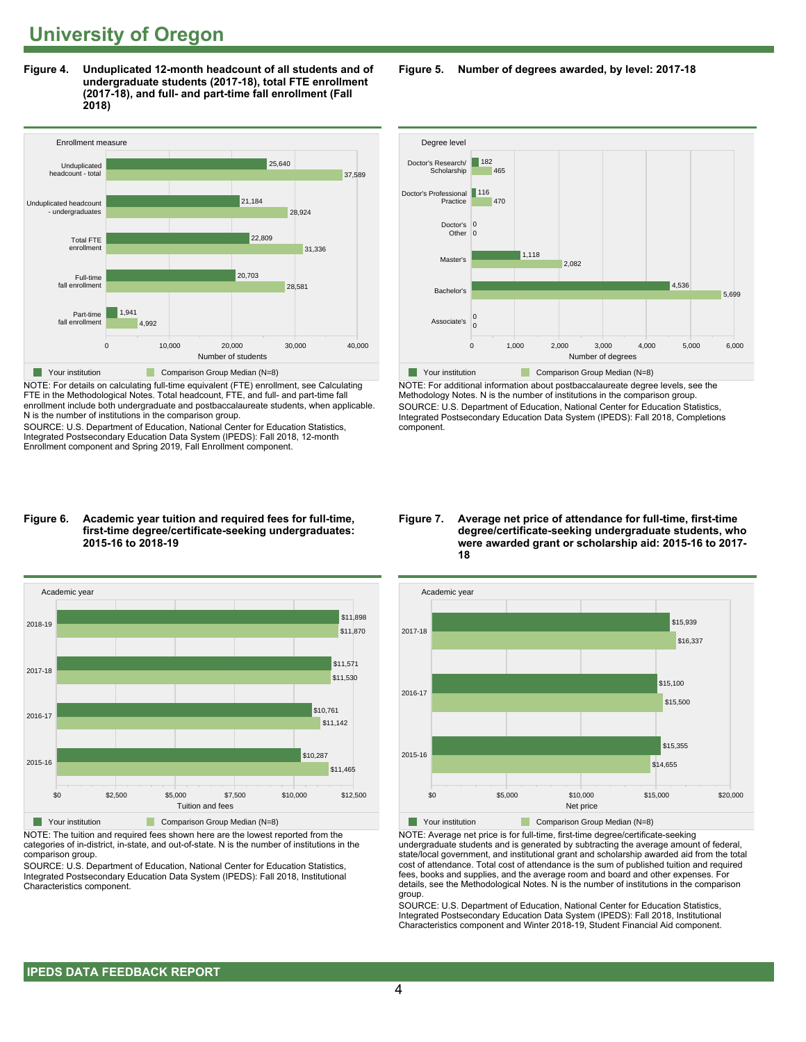# University of Oregon

**Figure 4. Unduplicated 12-month headcount of all students and of undergraduate students (2017-18), total FTE enrollment (2017-18), and full- and part-time fall enrollment (Fall 2018)**

| Enrollment measure | Your institution | Comparison Group Median (N=8) |
|---|---|---|
| Unduplicated headcount - total | 25,640 | 37,589 |
| Unduplicated headcount - undergraduates | 21,184 | 28,924 |
| Total FTE enrollment | 22,809 | 31,336 |
| Full-time fall enrollment | 20,703 | 28,581 |
| Part-time fall enrollment | 1,941 | 4,992 |

NOTE: For details on calculating full-time equivalent (FTE) enrollment, see Calculating FTE in the Methodological Notes. Total headcount, FTE, and full- and part-time fall enrollment include both undergraduate and postbaccalaureate students, when applicable. N is the number of institutions in the comparison group.

SOURCE: U.S. Department of Education, National Center for Education Statistics, Integrated Postsecondary Education Data System (IPEDS): Fall 2018, 12-month Enrollment component and Spring 2019, Fall Enrollment component.

**Figure 5. Number of degrees awarded, by level: 2017-18**

| Degree level | Your institution | Comparison Group Median (N=8) |
|---|---|---|
| Doctor's Research/ Scholarship | 182 | 465 |
| Doctor's Professional Practice | 116 | 470 |
| Doctor's Other | 0 | 0 |
| Master's | 1,118 | 2,082 |
| Bachelor's | 4,536 | 5,699 |
| Associate's | 0 | 0 |

NOTE: For additional information about postbaccalaureate degree levels, see the Methodology Notes. N is the number of institutions in the comparison group.

SOURCE: U.S. Department of Education, National Center for Education Statistics, Integrated Postsecondary Education Data System (IPEDS): Fall 2018, Completions component.

**Figure 6. Academic year tuition and required fees for full-time, first-time degree/certificate-seeking undergraduates: 2015-16 to 2018-19**

| Academic year | Your institution | Comparison Group Median (N=8) |
|---|---|---|
| 2018-19 | $11,898 | $11,870 |
| 2017-18 | $11,571 | $11,530 |
| 2016-17 | $10,761 | $11,142 |
| 2015-16 | $10,287 | $11,465 |

NOTE: The tuition and required fees shown here are the lowest reported from the categories of in-district, in-state, and out-of-state. N is the number of institutions in the comparison group.

SOURCE: U.S. Department of Education, National Center for Education Statistics, Integrated Postsecondary Education Data System (IPEDS): Fall 2018, Institutional Characteristics component.

**Figure 7. Average net price of attendance for full-time, first-time degree/certificate-seeking undergraduate students, who were awarded grant or scholarship aid: 2015-16 to 2017-18**

| Academic year | Your institution | Comparison Group Median (N=8) |
|---|---|---|
| 2017-18 | $15,939 | $16,337 |
| 2016-17 | $15,100 | $15,500 |
| 2015-16 | $15,355 | $14,655 |

NOTE: Average net price is for full-time, first-time degree/certificate-seeking undergraduate students and is generated by subtracting the average amount of federal, state/local government, and institutional grant and scholarship awarded aid from the total cost of attendance. Total cost of attendance is the sum of published tuition and required fees, books and supplies, and the average room and board and other expenses. For details, see the Methodological Notes. N is the number of institutions in the comparison group.

SOURCE: U.S. Department of Education, National Center for Education Statistics, Integrated Postsecondary Education Data System (IPEDS): Fall 2018, Institutional Characteristics component and Winter 2018-19, Student Financial Aid component.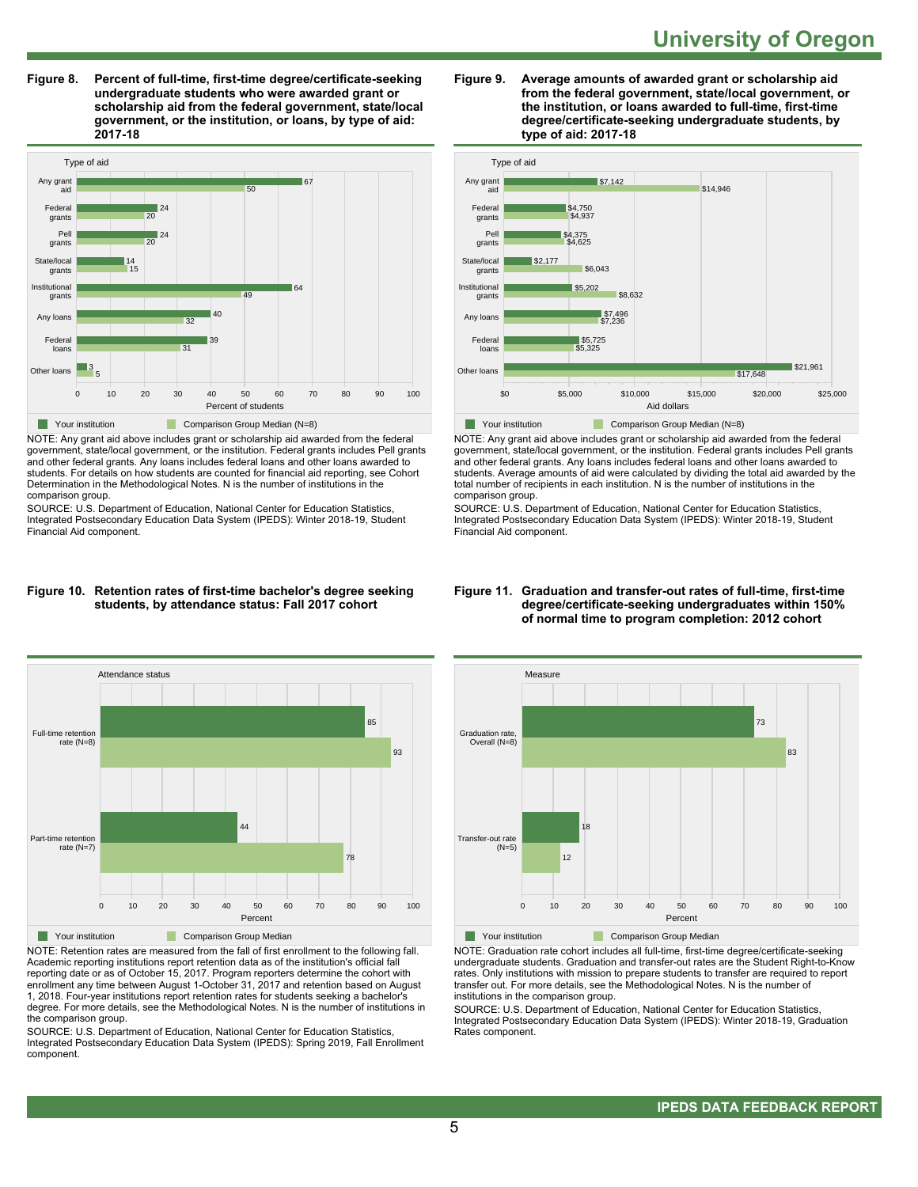# University of Oregon

**Figure 8. Percent of full-time, first-time degree/certificate-seeking undergraduate students who were awarded grant or scholarship aid from the federal government, state/local government, or the institution, or loans, by type of aid: 2017-18**

| Type of aid | Your institution | Comparison Group Median (N=8) |
| --- | --- | --- |
| Any grant aid | 67 | 50 |
| Federal grants | 24 | 20 |
| Pell grants | 24 | 20 |
| State/local grants | 14 | 15 |
| Institutional grants | 64 | 49 |
| Any loans | 40 | 32 |
| Federal loans | 39 | 31 |
| Other loans | 3 | 5 |

Percent of students

NOTE: Any grant aid above includes grant or scholarship aid awarded from the federal government, state/local government, or the institution. Federal grants includes Pell grants and other federal grants. Any loans includes federal loans and other loans awarded to students. For details on how students are counted for financial aid reporting, see Cohort Determination in the Methodological Notes. N is the number of institutions in the comparison group.

SOURCE: U.S. Department of Education, National Center for Education Statistics, Integrated Postsecondary Education Data System (IPEDS): Winter 2018-19, Student Financial Aid component.

**Figure 9. Average amounts of awarded grant or scholarship aid from the federal government, state/local government, or the institution, or loans awarded to full-time, first-time degree/certificate-seeking undergraduate students, by type of aid: 2017-18**

| Type of aid | Your institution | Comparison Group Median (N=8) |
| --- | --- | --- |
| Any grant aid | $7,142 | $14,946 |
| Federal grants | $4,750 | $4,937 |
| Pell grants | $4,375 | $4,625 |
| State/local grants | $2,177 | $6,043 |
| Institutional grants | $5,202 | $8,632 |
| Any loans | $7,496 | $7,236 |
| Federal loans | $5,725 | $5,325 |
| Other loans | $21,961 | $17,648 |

Aid dollars

NOTE: Any grant aid above includes grant or scholarship aid awarded from the federal government, state/local government, or the institution. Federal grants includes Pell grants and other federal grants. Any loans includes federal loans and other loans awarded to students. Average amounts of aid were calculated by dividing the total aid awarded by the total number of recipients in each institution. N is the number of institutions in the comparison group.

SOURCE: U.S. Department of Education, National Center for Education Statistics, Integrated Postsecondary Education Data System (IPEDS): Winter 2018-19, Student Financial Aid component.

**Figure 10. Retention rates of first-time bachelor's degree seeking students, by attendance status: Fall 2017 cohort**

| Attendance status | Your institution | Comparison Group Median |
| --- | --- | --- |
| Full-time retention rate (N=8) | 85 | 93 |
| Part-time retention rate (N=7) | 44 | 78 |

Percent

NOTE: Retention rates are measured from the fall of first enrollment to the following fall. Academic reporting institutions report retention data as of the institution's official fall reporting date or as of October 15, 2017. Program reporters determine the cohort with enrollment any time between August 1-October 31, 2017 and retention based on August 1, 2018. Four-year institutions report retention rates for students seeking a bachelor's degree. For more details, see the Methodological Notes. N is the number of institutions in the comparison group.

SOURCE: U.S. Department of Education, National Center for Education Statistics, Integrated Postsecondary Education Data System (IPEDS): Spring 2019, Fall Enrollment component.

**Figure 11. Graduation and transfer-out rates of full-time, first-time degree/certificate-seeking undergraduates within 150% of normal time to program completion: 2012 cohort**

| Measure | Your institution | Comparison Group Median |
| --- | --- | --- |
| Graduation rate, Overall (N=8) | 73 | 83 |
| Transfer-out rate (N=5) | 18 | 12 |

Percent

NOTE: Graduation rate cohort includes all full-time, first-time degree/certificate-seeking undergraduate students. Graduation and transfer-out rates are the Student Right-to-Know rates. Only institutions with mission to prepare students to transfer are required to report transfer out. For more details, see the Methodological Notes. N is the number of institutions in the comparison group.

SOURCE: U.S. Department of Education, National Center for Education Statistics, Integrated Postsecondary Education Data System (IPEDS): Winter 2018-19, Graduation Rates component.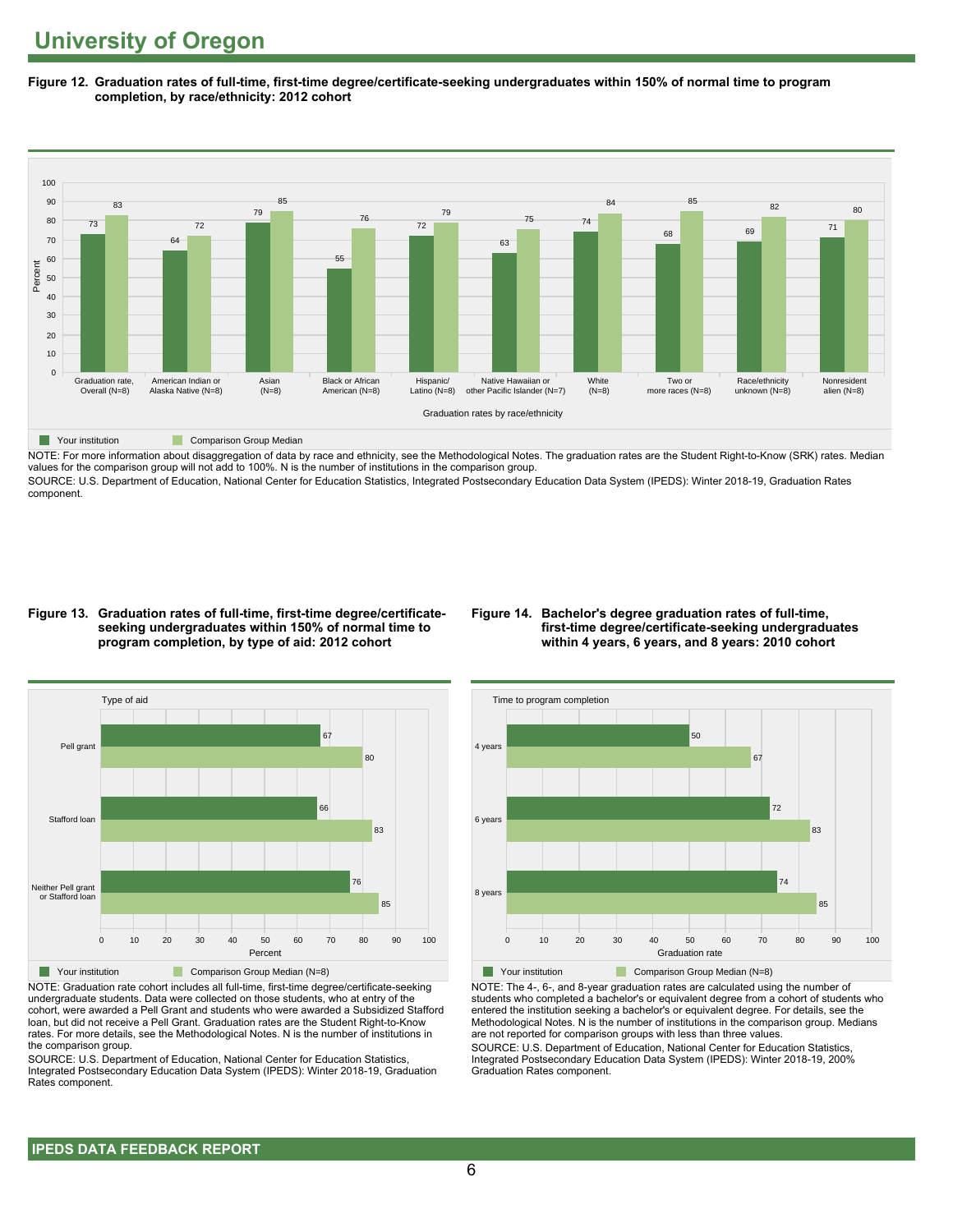# University of Oregon

**Figure 12. Graduation rates of full-time, first-time degree/certificate-seeking undergraduates within 150% of normal time to program completion, by race/ethnicity: 2012 cohort**

| Graduation rates by race/ethnicity | Your institution | Comparison Group Median |
|---|---|---|
| Graduation rate, Overall (N=8) | 73 | 83 |
| American Indian or Alaska Native (N=8) | 64 | 72 |
| Asian (N=8) | 79 | 85 |
| Black or African American (N=8) | 55 | 76 |
| Hispanic/ Latino (N=8) | 72 | 79 |
| Native Hawaiian or other Pacific Islander (N=7) | 63 | 75 |
| White (N=8) | 74 | 84 |
| Two or more races (N=8) | 68 | 85 |
| Race/ethnicity unknown (N=8) | 69 | 82 |
| Nonresident alien (N=8) | 71 | 80 |

NOTE: For more information about disaggregation of data by race and ethnicity, see the Methodological Notes. The graduation rates are the Student Right-to-Know (SRK) rates. Median values for the comparison group will not add to 100%. N is the number of institutions in the comparison group.

SOURCE: U.S. Department of Education, National Center for Education Statistics, Integrated Postsecondary Education Data System (IPEDS): Winter 2018-19, Graduation Rates component.

**Figure 13. Graduation rates of full-time, first-time degree/certificate-seeking undergraduates within 150% of normal time to program completion, by type of aid: 2012 cohort**

| Type of aid | Your institution | Comparison Group Median (N=8) |
|---|---|---|
| Pell grant | 67 | 80 |
| Stafford loan | 66 | 83 |
| Neither Pell grant or Stafford loan | 76 | 85 |

NOTE: Graduation rate cohort includes all full-time, first-time degree/certificate-seeking undergraduate students. Data were collected on those students, who at entry of the cohort, were awarded a Pell Grant and students who were awarded a Subsidized Stafford loan, but did not receive a Pell Grant. Graduation rates are the Student Right-to-Know rates. For more details, see the Methodological Notes. N is the number of institutions in the comparison group.

SOURCE: U.S. Department of Education, National Center for Education Statistics, Integrated Postsecondary Education Data System (IPEDS): Winter 2018-19, Graduation Rates component.

**Figure 14. Bachelor's degree graduation rates of full-time, first-time degree/certificate-seeking undergraduates within 4 years, 6 years, and 8 years: 2010 cohort**

| Time to program completion | Your institution | Comparison Group Median (N=8) |
|---|---|---|
| 4 years | 50 | 67 |
| 6 years | 72 | 83 |
| 8 years | 74 | 85 |

NOTE: The 4-, 6-, and 8-year graduation rates are calculated using the number of students who completed a bachelor's or equivalent degree from a cohort of students who entered the institution seeking a bachelor's or equivalent degree. For details, see the Methodological Notes. N is the number of institutions in the comparison group. Medians are not reported for comparison groups with less than three values.

SOURCE: U.S. Department of Education, National Center for Education Statistics, Integrated Postsecondary Education Data System (IPEDS): Winter 2018-19, 200% Graduation Rates component.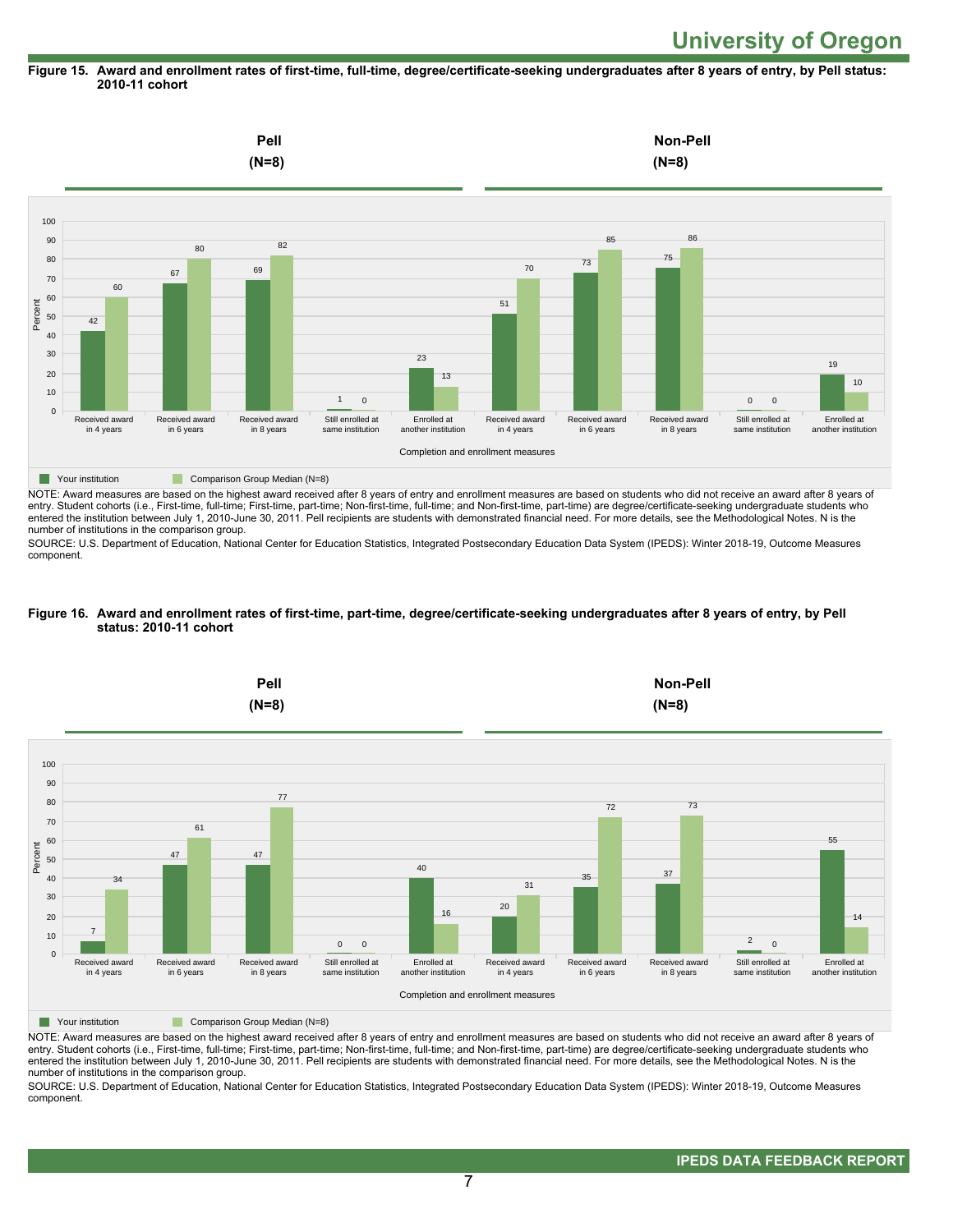# University of Oregon

**Figure 15. Award and enrollment rates of first-time, full-time, degree/certificate-seeking undergraduates after 8 years of entry, by Pell status: 2010-11 cohort**

| Completion and enrollment measures | Pell (N=8): Your institution | Pell (N=8): Comparison Group Median (N=8) | Non-Pell (N=8): Your institution | Non-Pell (N=8): Comparison Group Median (N=8) |
|---|---|---|---|---|
| Received award in 4 years | 42 | 60 | 51 | 70 |
| Received award in 6 years | 67 | 80 | 73 | 85 |
| Received award in 8 years | 69 | 82 | 75 | 86 |
| Still enrolled at same institution | 1 | 0 | 0 | 0 |
| Enrolled at another institution | 23 | 13 | 19 | 10 |

NOTE: Award measures are based on the highest award received after 8 years of entry and enrollment measures are based on students who did not receive an award after 8 years of entry. Student cohorts (i.e., First-time, full-time; First-time, part-time; Non-first-time, full-time; and Non-first-time, part-time) are degree/certificate-seeking undergraduate students who entered the institution between July 1, 2010-June 30, 2011. Pell recipients are students with demonstrated financial need. For more details, see the Methodological Notes. N is the number of institutions in the comparison group.

SOURCE: U.S. Department of Education, National Center for Education Statistics, Integrated Postsecondary Education Data System (IPEDS): Winter 2018-19, Outcome Measures component.

**Figure 16. Award and enrollment rates of first-time, part-time, degree/certificate-seeking undergraduates after 8 years of entry, by Pell status: 2010-11 cohort**

| Completion and enrollment measures | Pell (N=8): Your institution | Pell (N=8): Comparison Group Median (N=8) | Non-Pell (N=8): Your institution | Non-Pell (N=8): Comparison Group Median (N=8) |
|---|---|---|---|---|
| Received award in 4 years | 7 | 34 | 20 | 31 |
| Received award in 6 years | 47 | 61 | 35 | 72 |
| Received award in 8 years | 47 | 77 | 37 | 73 |
| Still enrolled at same institution | 0 | 0 | 2 | 0 |
| Enrolled at another institution | 40 | 16 | 55 | 14 |

NOTE: Award measures are based on the highest award received after 8 years of entry and enrollment measures are based on students who did not receive an award after 8 years of entry. Student cohorts (i.e., First-time, full-time; First-time, part-time; Non-first-time, full-time; and Non-first-time, part-time) are degree/certificate-seeking undergraduate students who entered the institution between July 1, 2010-June 30, 2011. Pell recipients are students with demonstrated financial need. For more details, see the Methodological Notes. N is the number of institutions in the comparison group.

SOURCE: U.S. Department of Education, National Center for Education Statistics, Integrated Postsecondary Education Data System (IPEDS): Winter 2018-19, Outcome Measures component.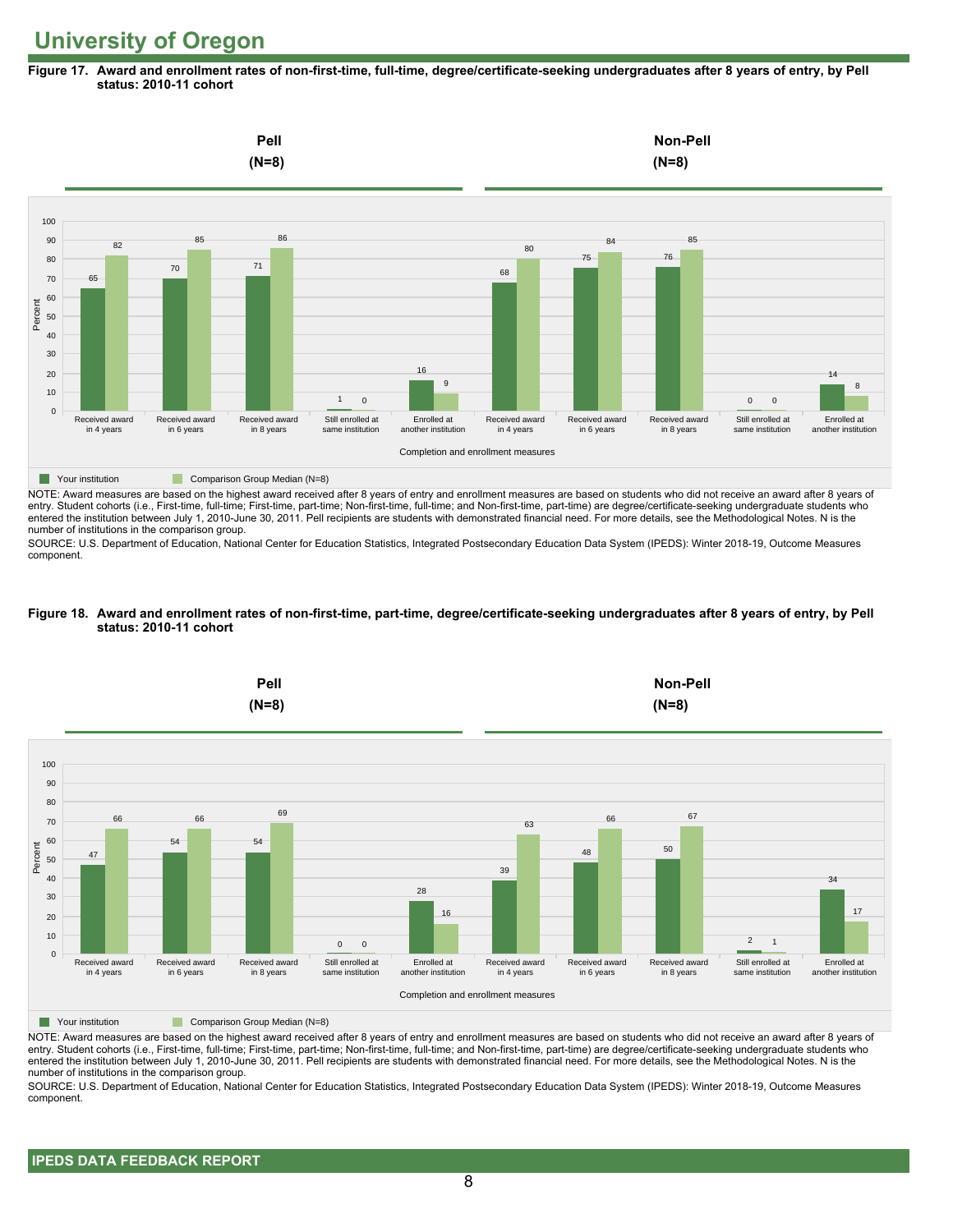# University of Oregon

**Figure 17. Award and enrollment rates of non-first-time, full-time, degree/certificate-seeking undergraduates after 8 years of entry, by Pell status: 2010-11 cohort**

| Completion and enrollment measures | Pell (N=8): Your institution | Pell (N=8): Comparison Group Median (N=8) | Non-Pell (N=8): Your institution | Non-Pell (N=8): Comparison Group Median (N=8) |
|---|---|---|---|---|
| Received award in 4 years | 65 | 82 | 68 | 80 |
| Received award in 6 years | 70 | 85 | 75 | 84 |
| Received award in 8 years | 71 | 86 | 76 | 85 |
| Still enrolled at same institution | 1 | 0 | 0 | 0 |
| Enrolled at another institution | 16 | 9 | 14 | 8 |

NOTE: Award measures are based on the highest award received after 8 years of entry and enrollment measures are based on students who did not receive an award after 8 years of entry. Student cohorts (i.e., First-time, full-time; First-time, part-time; Non-first-time, full-time; and Non-first-time, part-time) are degree/certificate-seeking undergraduate students who entered the institution between July 1, 2010-June 30, 2011. Pell recipients are students with demonstrated financial need. For more details, see the Methodological Notes. N is the number of institutions in the comparison group.

SOURCE: U.S. Department of Education, National Center for Education Statistics, Integrated Postsecondary Education Data System (IPEDS): Winter 2018-19, Outcome Measures component.

**Figure 18. Award and enrollment rates of non-first-time, part-time, degree/certificate-seeking undergraduates after 8 years of entry, by Pell status: 2010-11 cohort**

| Completion and enrollment measures | Pell (N=8): Your institution | Pell (N=8): Comparison Group Median (N=8) | Non-Pell (N=8): Your institution | Non-Pell (N=8): Comparison Group Median (N=8) |
|---|---|---|---|---|
| Received award in 4 years | 47 | 66 | 39 | 63 |
| Received award in 6 years | 54 | 66 | 48 | 66 |
| Received award in 8 years | 54 | 69 | 50 | 67 |
| Still enrolled at same institution | 0 | 0 | 2 | 1 |
| Enrolled at another institution | 28 | 16 | 34 | 17 |

NOTE: Award measures are based on the highest award received after 8 years of entry and enrollment measures are based on students who did not receive an award after 8 years of entry. Student cohorts (i.e., First-time, full-time; First-time, part-time; Non-first-time, full-time; and Non-first-time, part-time) are degree/certificate-seeking undergraduate students who entered the institution between July 1, 2010-June 30, 2011. Pell recipients are students with demonstrated financial need. For more details, see the Methodological Notes. N is the number of institutions in the comparison group.

SOURCE: U.S. Department of Education, National Center for Education Statistics, Integrated Postsecondary Education Data System (IPEDS): Winter 2018-19, Outcome Measures component.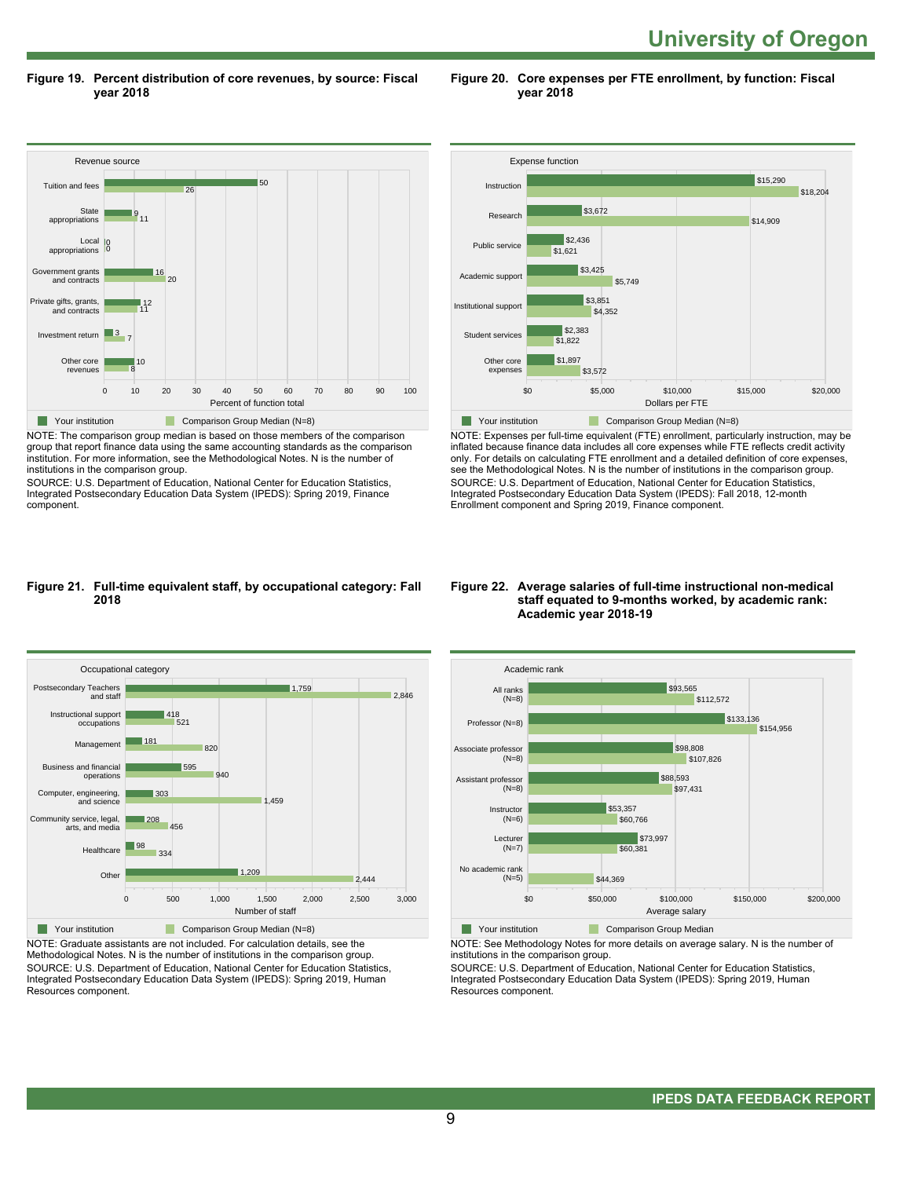# University of Oregon

**Figure 19. Percent distribution of core revenues, by source: Fiscal year 2018**

| Revenue source | Your institution | Comparison Group Median (N=8) |
|---|---|---|
| Tuition and fees | 50 | 26 |
| State appropriations | 9 | 11 |
| Local appropriations | 0 | 0 |
| Government grants and contracts | 16 | 20 |
| Private gifts, grants, and contracts | 12 | 11 |
| Investment return | 3 | 7 |
| Other core revenues | 10 | 8 |

Percent of function total

NOTE: The comparison group median is based on those members of the comparison group that report finance data using the same accounting standards as the comparison institution. For more information, see the Methodological Notes. N is the number of institutions in the comparison group.
SOURCE: U.S. Department of Education, National Center for Education Statistics, Integrated Postsecondary Education Data System (IPEDS): Spring 2019, Finance component.

**Figure 20. Core expenses per FTE enrollment, by function: Fiscal year 2018**

| Expense function | Your institution | Comparison Group Median (N=8) |
|---|---|---|
| Instruction | $15,290 | $18,204 |
| Research | $3,672 | $14,909 |
| Public service | $2,436 | $1,621 |
| Academic support | $3,425 | $5,749 |
| Institutional support | $3,851 | $4,352 |
| Student services | $2,383 | $1,822 |
| Other core expenses | $1,897 | $3,572 |

Dollars per FTE

NOTE: Expenses per full-time equivalent (FTE) enrollment, particularly instruction, may be inflated because finance data includes all core expenses while FTE reflects credit activity only. For details on calculating FTE enrollment and a detailed definition of core expenses, see the Methodological Notes. N is the number of institutions in the comparison group.
SOURCE: U.S. Department of Education, National Center for Education Statistics, Integrated Postsecondary Education Data System (IPEDS): Fall 2018, 12-month Enrollment component and Spring 2019, Finance component.

**Figure 21. Full-time equivalent staff, by occupational category: Fall 2018**

| Occupational category | Your institution | Comparison Group Median (N=8) |
|---|---|---|
| Postsecondary Teachers and staff | 1,759 | 2,846 |
| Instructional support occupations | 418 | 521 |
| Management | 181 | 820 |
| Business and financial operations | 595 | 940 |
| Computer, engineering, and science | 303 | 1,459 |
| Community service, legal, arts, and media | 208 | 456 |
| Healthcare | 98 | 334 |
| Other | 1,209 | 2,444 |

Number of staff

NOTE: Graduate assistants are not included. For calculation details, see the Methodological Notes. N is the number of institutions in the comparison group.
SOURCE: U.S. Department of Education, National Center for Education Statistics, Integrated Postsecondary Education Data System (IPEDS): Spring 2019, Human Resources component.

**Figure 22. Average salaries of full-time instructional non-medical staff equated to 9-months worked, by academic rank: Academic year 2018-19**

| Academic rank | Your institution | Comparison Group Median |
|---|---|---|
| All ranks (N=8) | $93,565 | $112,572 |
| Professor (N=8) | $133,136 | $154,956 |
| Associate professor (N=8) | $98,808 | $107,826 |
| Assistant professor (N=8) | $88,593 | $97,431 |
| Instructor (N=6) | $53,357 | $60,766 |
| Lecturer (N=7) | $73,997 | $60,381 |
| No academic rank (N=5) | | $44,369 |

Average salary

NOTE: See Methodology Notes for more details on average salary. N is the number of institutions in the comparison group.
SOURCE: U.S. Department of Education, National Center for Education Statistics, Integrated Postsecondary Education Data System (IPEDS): Spring 2019, Human Resources component.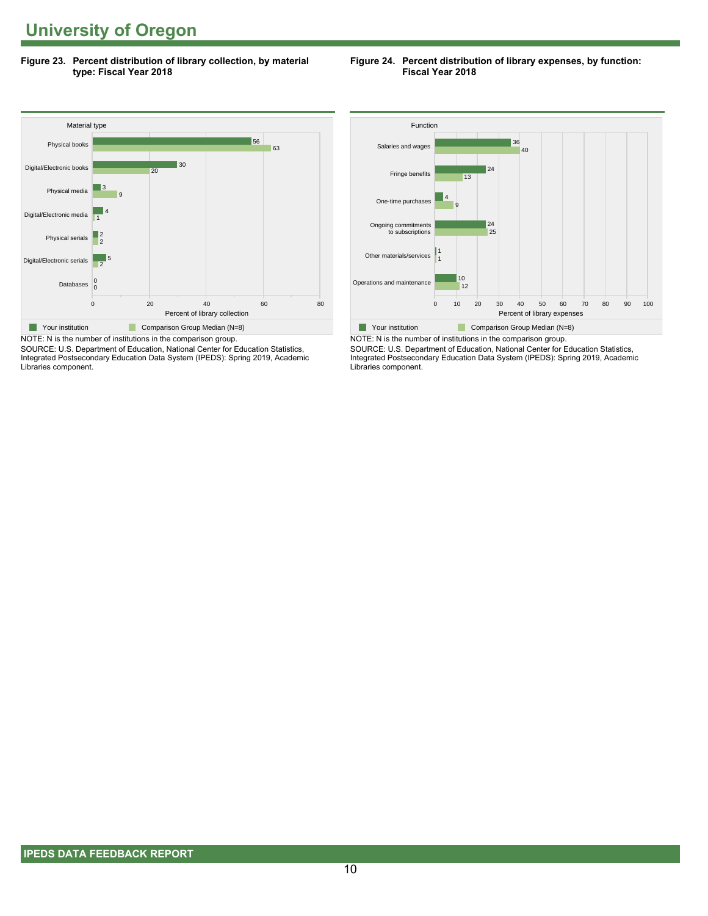# University of Oregon

**Figure 23. Percent distribution of library collection, by material type: Fiscal Year 2018**

| Material type | Your institution | Comparison Group Median (N=8) |
|---|---|---|
| Physical books | 56 | 63 |
| Digital/Electronic books | 30 | 20 |
| Physical media | 3 | 9 |
| Digital/Electronic media | 4 | 1 |
| Physical serials | 2 | 2 |
| Digital/Electronic serials | 5 | 2 |
| Databases | 0 | 0 |

Percent of library collection

NOTE: N is the number of institutions in the comparison group.
SOURCE: U.S. Department of Education, National Center for Education Statistics, Integrated Postsecondary Education Data System (IPEDS): Spring 2019, Academic Libraries component.

**Figure 24. Percent distribution of library expenses, by function: Fiscal Year 2018**

| Function | Your institution | Comparison Group Median (N=8) |
|---|---|---|
| Salaries and wages | 36 | 40 |
| Fringe benefits | 24 | 13 |
| One-time purchases | 4 | 9 |
| Ongoing commitments to subscriptions | 24 | 25 |
| Other materials/services | 1 | 1 |
| Operations and maintenance | 10 | 12 |

Percent of library expenses

NOTE: N is the number of institutions in the comparison group.
SOURCE: U.S. Department of Education, National Center for Education Statistics, Integrated Postsecondary Education Data System (IPEDS): Spring 2019, Academic Libraries component.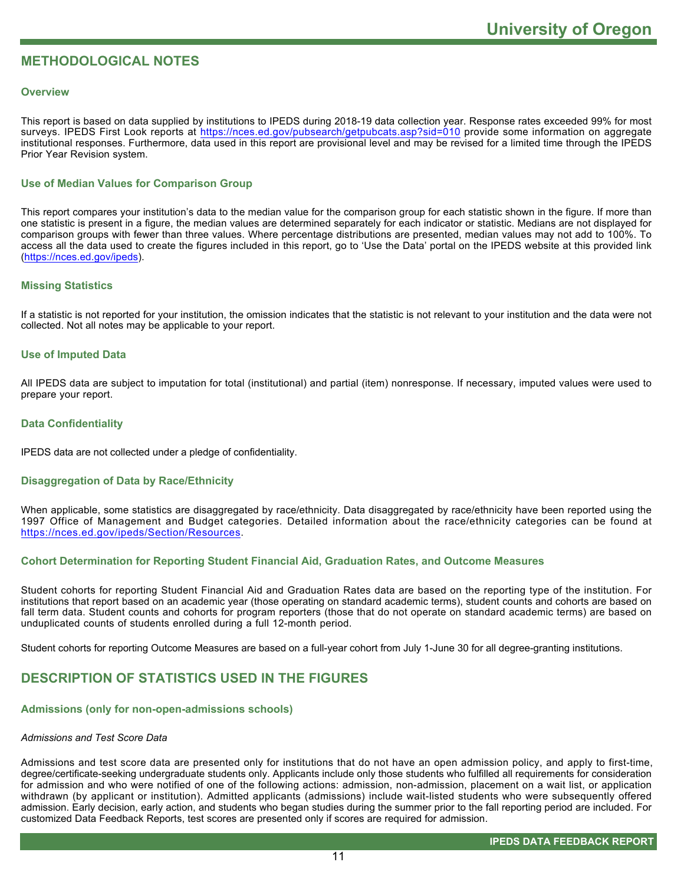## METHODOLOGICAL NOTES

### Overview

This report is based on data supplied by institutions to IPEDS during 2018-19 data collection year. Response rates exceeded 99% for most surveys. IPEDS First Look reports at https://nces.ed.gov/pubsearch/getpubcats.asp?sid=010 provide some information on aggregate institutional responses. Furthermore, data used in this report are provisional level and may be revised for a limited time through the IPEDS Prior Year Revision system.

### Use of Median Values for Comparison Group

This report compares your institution's data to the median value for the comparison group for each statistic shown in the figure. If more than one statistic is present in a figure, the median values are determined separately for each indicator or statistic. Medians are not displayed for comparison groups with fewer than three values. Where percentage distributions are presented, median values may not add to 100%. To access all the data used to create the figures included in this report, go to 'Use the Data' portal on the IPEDS website at this provided link (https://nces.ed.gov/ipeds).

### Missing Statistics

If a statistic is not reported for your institution, the omission indicates that the statistic is not relevant to your institution and the data were not collected. Not all notes may be applicable to your report.

### Use of Imputed Data

All IPEDS data are subject to imputation for total (institutional) and partial (item) nonresponse. If necessary, imputed values were used to prepare your report.

### Data Confidentiality

IPEDS data are not collected under a pledge of confidentiality.

### Disaggregation of Data by Race/Ethnicity

When applicable, some statistics are disaggregated by race/ethnicity. Data disaggregated by race/ethnicity have been reported using the 1997 Office of Management and Budget categories. Detailed information about the race/ethnicity categories can be found at https://nces.ed.gov/ipeds/Section/Resources.

### Cohort Determination for Reporting Student Financial Aid, Graduation Rates, and Outcome Measures

Student cohorts for reporting Student Financial Aid and Graduation Rates data are based on the reporting type of the institution. For institutions that report based on an academic year (those operating on standard academic terms), student counts and cohorts are based on fall term data. Student counts and cohorts for program reporters (those that do not operate on standard academic terms) are based on unduplicated counts of students enrolled during a full 12-month period.

Student cohorts for reporting Outcome Measures are based on a full-year cohort from July 1-June 30 for all degree-granting institutions.

## DESCRIPTION OF STATISTICS USED IN THE FIGURES

### Admissions (only for non-open-admissions schools)

*Admissions and Test Score Data*

Admissions and test score data are presented only for institutions that do not have an open admission policy, and apply to first-time, degree/certificate-seeking undergraduate students only. Applicants include only those students who fulfilled all requirements for consideration for admission and who were notified of one of the following actions: admission, non-admission, placement on a wait list, or application withdrawn (by applicant or institution). Admitted applicants (admissions) include wait-listed students who were subsequently offered admission. Early decision, early action, and students who began studies during the summer prior to the fall reporting period are included. For customized Data Feedback Reports, test scores are presented only if scores are required for admission.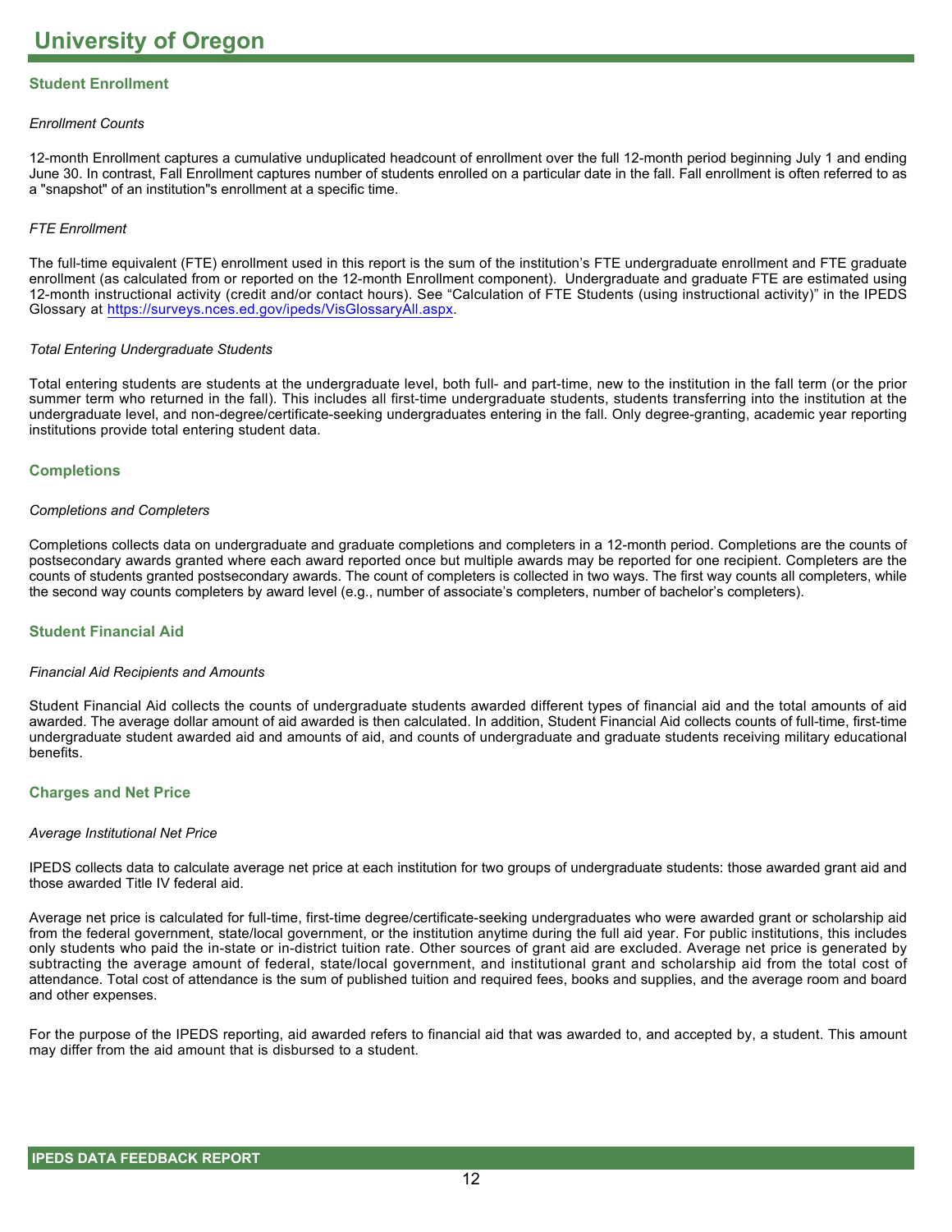# University of Oregon

## Student Enrollment

*Enrollment Counts*

12-month Enrollment captures a cumulative unduplicated headcount of enrollment over the full 12-month period beginning July 1 and ending June 30. In contrast, Fall Enrollment captures number of students enrolled on a particular date in the fall. Fall enrollment is often referred to as a "snapshot" of an institution"s enrollment at a specific time.

*FTE Enrollment*

The full-time equivalent (FTE) enrollment used in this report is the sum of the institution's FTE undergraduate enrollment and FTE graduate enrollment (as calculated from or reported on the 12-month Enrollment component). Undergraduate and graduate FTE are estimated using 12-month instructional activity (credit and/or contact hours). See "Calculation of FTE Students (using instructional activity)" in the IPEDS Glossary at https://surveys.nces.ed.gov/ipeds/VisGlossaryAll.aspx.

*Total Entering Undergraduate Students*

Total entering students are students at the undergraduate level, both full- and part-time, new to the institution in the fall term (or the prior summer term who returned in the fall). This includes all first-time undergraduate students, students transferring into the institution at the undergraduate level, and non-degree/certificate-seeking undergraduates entering in the fall. Only degree-granting, academic year reporting institutions provide total entering student data.

## Completions

*Completions and Completers*

Completions collects data on undergraduate and graduate completions and completers in a 12-month period. Completions are the counts of postsecondary awards granted where each award reported once but multiple awards may be reported for one recipient. Completers are the counts of students granted postsecondary awards. The count of completers is collected in two ways. The first way counts all completers, while the second way counts completers by award level (e.g., number of associate's completers, number of bachelor's completers).

## Student Financial Aid

*Financial Aid Recipients and Amounts*

Student Financial Aid collects the counts of undergraduate students awarded different types of financial aid and the total amounts of aid awarded. The average dollar amount of aid awarded is then calculated. In addition, Student Financial Aid collects counts of full-time, first-time undergraduate student awarded aid and amounts of aid, and counts of undergraduate and graduate students receiving military educational benefits.

## Charges and Net Price

*Average Institutional Net Price*

IPEDS collects data to calculate average net price at each institution for two groups of undergraduate students: those awarded grant aid and those awarded Title IV federal aid.

Average net price is calculated for full-time, first-time degree/certificate-seeking undergraduates who were awarded grant or scholarship aid from the federal government, state/local government, or the institution anytime during the full aid year. For public institutions, this includes only students who paid the in-state or in-district tuition rate. Other sources of grant aid are excluded. Average net price is generated by subtracting the average amount of federal, state/local government, and institutional grant and scholarship aid from the total cost of attendance. Total cost of attendance is the sum of published tuition and required fees, books and supplies, and the average room and board and other expenses.

For the purpose of the IPEDS reporting, aid awarded refers to financial aid that was awarded to, and accepted by, a student. This amount may differ from the aid amount that is disbursed to a student.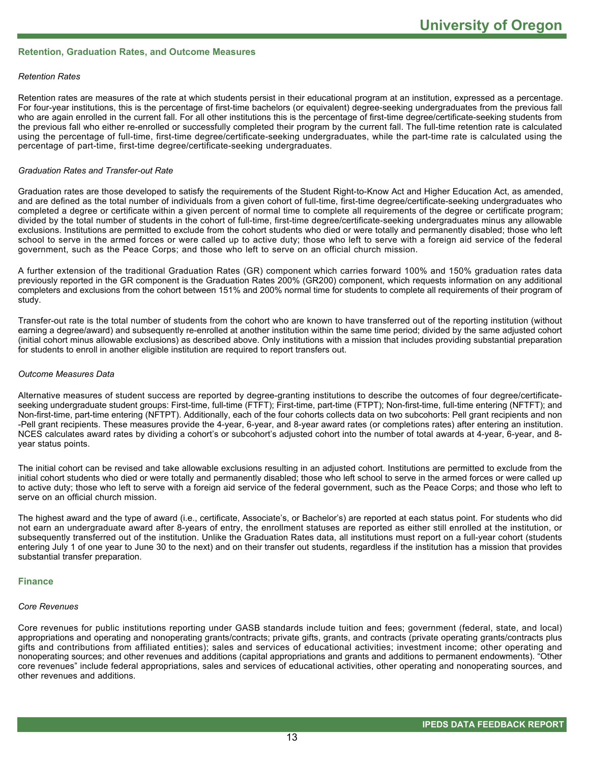## Retention, Graduation Rates, and Outcome Measures

*Retention Rates*

Retention rates are measures of the rate at which students persist in their educational program at an institution, expressed as a percentage. For four-year institutions, this is the percentage of first-time bachelors (or equivalent) degree-seeking undergraduates from the previous fall who are again enrolled in the current fall. For all other institutions this is the percentage of first-time degree/certificate-seeking students from the previous fall who either re-enrolled or successfully completed their program by the current fall. The full-time retention rate is calculated using the percentage of full-time, first-time degree/certificate-seeking undergraduates, while the part-time rate is calculated using the percentage of part-time, first-time degree/certificate-seeking undergraduates.

*Graduation Rates and Transfer-out Rate*

Graduation rates are those developed to satisfy the requirements of the Student Right-to-Know Act and Higher Education Act, as amended, and are defined as the total number of individuals from a given cohort of full-time, first-time degree/certificate-seeking undergraduates who completed a degree or certificate within a given percent of normal time to complete all requirements of the degree or certificate program; divided by the total number of students in the cohort of full-time, first-time degree/certificate-seeking undergraduates minus any allowable exclusions. Institutions are permitted to exclude from the cohort students who died or were totally and permanently disabled; those who left school to serve in the armed forces or were called up to active duty; those who left to serve with a foreign aid service of the federal government, such as the Peace Corps; and those who left to serve on an official church mission.

A further extension of the traditional Graduation Rates (GR) component which carries forward 100% and 150% graduation rates data previously reported in the GR component is the Graduation Rates 200% (GR200) component, which requests information on any additional completers and exclusions from the cohort between 151% and 200% normal time for students to complete all requirements of their program of study.

Transfer-out rate is the total number of students from the cohort who are known to have transferred out of the reporting institution (without earning a degree/award) and subsequently re-enrolled at another institution within the same time period; divided by the same adjusted cohort (initial cohort minus allowable exclusions) as described above. Only institutions with a mission that includes providing substantial preparation for students to enroll in another eligible institution are required to report transfers out.

*Outcome Measures Data*

Alternative measures of student success are reported by degree-granting institutions to describe the outcomes of four degree/certificate-seeking undergraduate student groups: First-time, full-time (FTFT); First-time, part-time (FTPT); Non-first-time, full-time entering (NFTFT); and Non-first-time, part-time entering (NFTPT). Additionally, each of the four cohorts collects data on two subcohorts: Pell grant recipients and non -Pell grant recipients. These measures provide the 4-year, 6-year, and 8-year award rates (or completions rates) after entering an institution. NCES calculates award rates by dividing a cohort's or subcohort's adjusted cohort into the number of total awards at 4-year, 6-year, and 8-year status points.

The initial cohort can be revised and take allowable exclusions resulting in an adjusted cohort. Institutions are permitted to exclude from the initial cohort students who died or were totally and permanently disabled; those who left school to serve in the armed forces or were called up to active duty; those who left to serve with a foreign aid service of the federal government, such as the Peace Corps; and those who left to serve on an official church mission.

The highest award and the type of award (i.e., certificate, Associate's, or Bachelor's) are reported at each status point. For students who did not earn an undergraduate award after 8-years of entry, the enrollment statuses are reported as either still enrolled at the institution, or subsequently transferred out of the institution. Unlike the Graduation Rates data, all institutions must report on a full-year cohort (students entering July 1 of one year to June 30 to the next) and on their transfer out students, regardless if the institution has a mission that provides substantial transfer preparation.

## Finance

*Core Revenues*

Core revenues for public institutions reporting under GASB standards include tuition and fees; government (federal, state, and local) appropriations and operating and nonoperating grants/contracts; private gifts, grants, and contracts (private operating grants/contracts plus gifts and contributions from affiliated entities); sales and services of educational activities; investment income; other operating and nonoperating sources; and other revenues and additions (capital appropriations and grants and additions to permanent endowments). "Other core revenues" include federal appropriations, sales and services of educational activities, other operating and nonoperating sources, and other revenues and additions.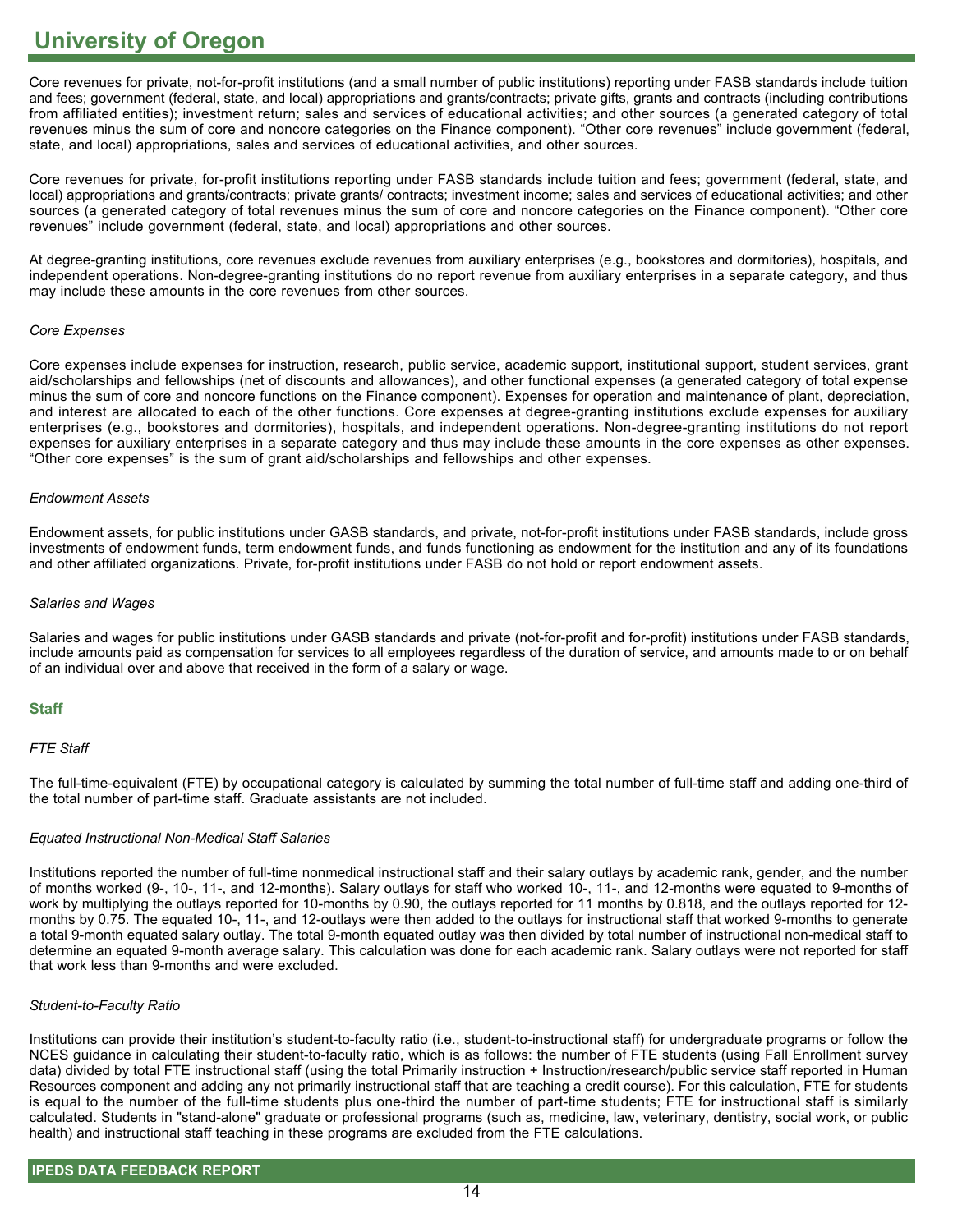Core revenues for private, not-for-profit institutions (and a small number of public institutions) reporting under FASB standards include tuition and fees; government (federal, state, and local) appropriations and grants/contracts; private gifts, grants and contracts (including contributions from affiliated entities); investment return; sales and services of educational activities; and other sources (a generated category of total revenues minus the sum of core and noncore categories on the Finance component). “Other core revenues” include government (federal, state, and local) appropriations, sales and services of educational activities, and other sources.

Core revenues for private, for-profit institutions reporting under FASB standards include tuition and fees; government (federal, state, and local) appropriations and grants/contracts; private grants/ contracts; investment income; sales and services of educational activities; and other sources (a generated category of total revenues minus the sum of core and noncore categories on the Finance component). “Other core revenues” include government (federal, state, and local) appropriations and other sources.

At degree-granting institutions, core revenues exclude revenues from auxiliary enterprises (e.g., bookstores and dormitories), hospitals, and independent operations. Non-degree-granting institutions do no report revenue from auxiliary enterprises in a separate category, and thus may include these amounts in the core revenues from other sources.

*Core Expenses*

Core expenses include expenses for instruction, research, public service, academic support, institutional support, student services, grant aid/scholarships and fellowships (net of discounts and allowances), and other functional expenses (a generated category of total expense minus the sum of core and noncore functions on the Finance component). Expenses for operation and maintenance of plant, depreciation, and interest are allocated to each of the other functions. Core expenses at degree-granting institutions exclude expenses for auxiliary enterprises (e.g., bookstores and dormitories), hospitals, and independent operations. Non-degree-granting institutions do not report expenses for auxiliary enterprises in a separate category and thus may include these amounts in the core expenses as other expenses. “Other core expenses” is the sum of grant aid/scholarships and fellowships and other expenses.

*Endowment Assets*

Endowment assets, for public institutions under GASB standards, and private, not-for-profit institutions under FASB standards, include gross investments of endowment funds, term endowment funds, and funds functioning as endowment for the institution and any of its foundations and other affiliated organizations. Private, for-profit institutions under FASB do not hold or report endowment assets.

*Salaries and Wages*

Salaries and wages for public institutions under GASB standards and private (not-for-profit and for-profit) institutions under FASB standards, include amounts paid as compensation for services to all employees regardless of the duration of service, and amounts made to or on behalf of an individual over and above that received in the form of a salary or wage.

## Staff

*FTE Staff*

The full-time-equivalent (FTE) by occupational category is calculated by summing the total number of full-time staff and adding one-third of the total number of part-time staff. Graduate assistants are not included.

*Equated Instructional Non-Medical Staff Salaries*

Institutions reported the number of full-time nonmedical instructional staff and their salary outlays by academic rank, gender, and the number of months worked (9-, 10-, 11-, and 12-months). Salary outlays for staff who worked 10-, 11-, and 12-months were equated to 9-months of work by multiplying the outlays reported for 10-months by 0.90, the outlays reported for 11 months by 0.818, and the outlays reported for 12-months by 0.75. The equated 10-, 11-, and 12-outlays were then added to the outlays for instructional staff that worked 9-months to generate a total 9-month equated salary outlay. The total 9-month equated outlay was then divided by total number of instructional non-medical staff to determine an equated 9-month average salary. This calculation was done for each academic rank. Salary outlays were not reported for staff that work less than 9-months and were excluded.

*Student-to-Faculty Ratio*

Institutions can provide their institution’s student-to-faculty ratio (i.e., student-to-instructional staff) for undergraduate programs or follow the NCES guidance in calculating their student-to-faculty ratio, which is as follows: the number of FTE students (using Fall Enrollment survey data) divided by total FTE instructional staff (using the total Primarily instruction + Instruction/research/public service staff reported in Human Resources component and adding any not primarily instructional staff that are teaching a credit course). For this calculation, FTE for students is equal to the number of the full-time students plus one-third the number of part-time students; FTE for instructional staff is similarly calculated. Students in "stand-alone" graduate or professional programs (such as, medicine, law, veterinary, dentistry, social work, or public health) and instructional staff teaching in these programs are excluded from the FTE calculations.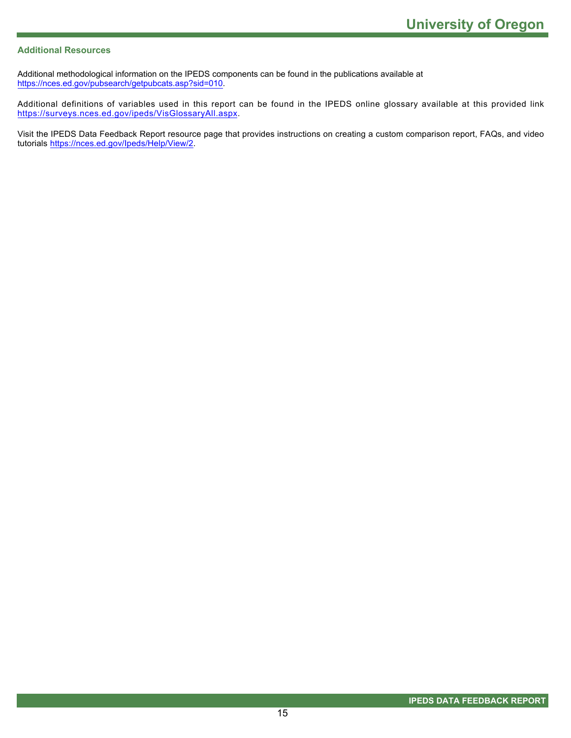## Additional Resources

Additional methodological information on the IPEDS components can be found in the publications available at https://nces.ed.gov/pubsearch/getpubcats.asp?sid=010.

Additional definitions of variables used in this report can be found in the IPEDS online glossary available at this provided link https://surveys.nces.ed.gov/ipeds/VisGlossaryAll.aspx.

Visit the IPEDS Data Feedback Report resource page that provides instructions on creating a custom comparison report, FAQs, and video tutorials https://nces.ed.gov/Ipeds/Help/View/2.